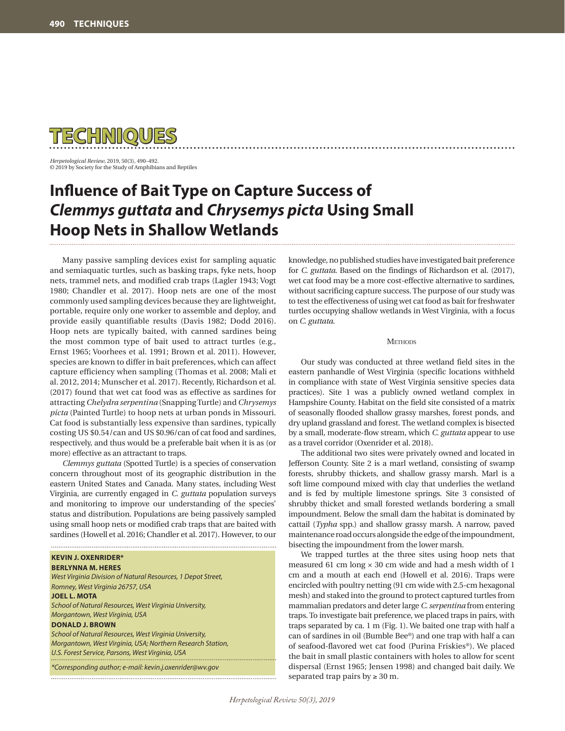# TECHNIQUES

*Herpetological Review*, 2019, 50(3), 490–492.
© 2019 by Society for the Study of Amphibians and Reptiles

# Influence of Bait Type on Capture Success of *Clemmys guttata* and *Chrysemys picta* Using Small Hoop Nets in Shallow Wetlands

Many passive sampling devices exist for sampling aquatic and semiaquatic turtles, such as basking traps, fyke nets, hoop nets, trammel nets, and modified crab traps (Lagler 1943; Vogt 1980; Chandler et al. 2017). Hoop nets are one of the most commonly used sampling devices because they are lightweight, portable, require only one worker to assemble and deploy, and provide easily quantifiable results (Davis 1982; Dodd 2016). Hoop nets are typically baited, with canned sardines being the most common type of bait used to attract turtles (e.g., Ernst 1965; Voorhees et al. 1991; Brown et al. 2011). However, species are known to differ in bait preferences, which can affect capture efficiency when sampling (Thomas et al. 2008; Mali et al. 2012, 2014; Munscher et al. 2017). Recently, Richardson et al. (2017) found that wet cat food was as effective as sardines for attracting *Chelydra serpentina* (Snapping Turtle) and *Chrysemys picta* (Painted Turtle) to hoop nets at urban ponds in Missouri. Cat food is substantially less expensive than sardines, typically costing US $0.54/can and US $0.96/can of cat food and sardines, respectively, and thus would be a preferable bait when it is as (or more) effective as an attractant to traps.

*Clemmys guttata* (Spotted Turtle) is a species of conservation concern throughout most of its geographic distribution in the eastern United States and Canada. Many states, including West Virginia, are currently engaged in *C. guttata* population surveys and monitoring to improve our understanding of the species' status and distribution. Populations are being passively sampled using small hoop nets or modified crab traps that are baited with sardines (Howell et al. 2016; Chandler et al. 2017). However, to our knowledge, no published studies have investigated bait preference for *C. guttata*. Based on the findings of Richardson et al. (2017), wet cat food may be a more cost-effective alternative to sardines, without sacrificing capture success. The purpose of our study was to test the effectiveness of using wet cat food as bait for freshwater turtles occupying shallow wetlands in West Virginia, with a focus on *C. guttata*.

**KEVIN J. OXENRIDER***
**BERLYNNA M. HERES**
*West Virginia Division of Natural Resources, 1 Depot Street, Romney, West Virginia 26757, USA*
**JOEL L. MOTA**
*School of Natural Resources, West Virginia University, Morgantown, West Virginia, USA*
**DONALD J. BROWN**
*School of Natural Resources, West Virginia University, Morgantown, West Virginia, USA; Northern Research Station, U.S. Forest Service, Parsons, West Virginia, USA*

*Corresponding author; e-mail: kevin.j.oxenrider@wv.gov*

## Methods

Our study was conducted at three wetland field sites in the eastern panhandle of West Virginia (specific locations withheld in compliance with state of West Virginia sensitive species data practices). Site 1 was a publicly owned wetland complex in Hampshire County. Habitat on the field site consisted of a matrix of seasonally flooded shallow grassy marshes, forest ponds, and dry upland grassland and forest. The wetland complex is bisected by a small, moderate-flow stream, which *C. guttata* appear to use as a travel corridor (Oxenrider et al. 2018).

The additional two sites were privately owned and located in Jefferson County. Site 2 is a marl wetland, consisting of swamp forests, shrubby thickets, and shallow grassy marsh. Marl is a soft lime compound mixed with clay that underlies the wetland and is fed by multiple limestone springs. Site 3 consisted of shrubby thicket and small forested wetlands bordering a small impoundment. Below the small dam the habitat is dominated by cattail (*Typha* spp.) and shallow grassy marsh. A narrow, paved maintenance road occurs alongside the edge of the impoundment, bisecting the impoundment from the lower marsh.

We trapped turtles at the three sites using hoop nets that measured 61 cm long × 30 cm wide and had a mesh width of 1 cm and a mouth at each end (Howell et al. 2016). Traps were encircled with poultry netting (91 cm wide with 2.5-cm hexagonal mesh) and staked into the ground to protect captured turtles from mammalian predators and deter large *C. serpentina* from entering traps. To investigate bait preference, we placed traps in pairs, with traps separated by ca. 1 m (Fig. 1). We baited one trap with half a can of sardines in oil (Bumble Bee®) and one trap with half a can of seafood-flavored wet cat food (Purina Friskies®). We placed the bait in small plastic containers with holes to allow for scent dispersal (Ernst 1965; Jensen 1998) and changed bait daily. We separated trap pairs by ≥ 30 m.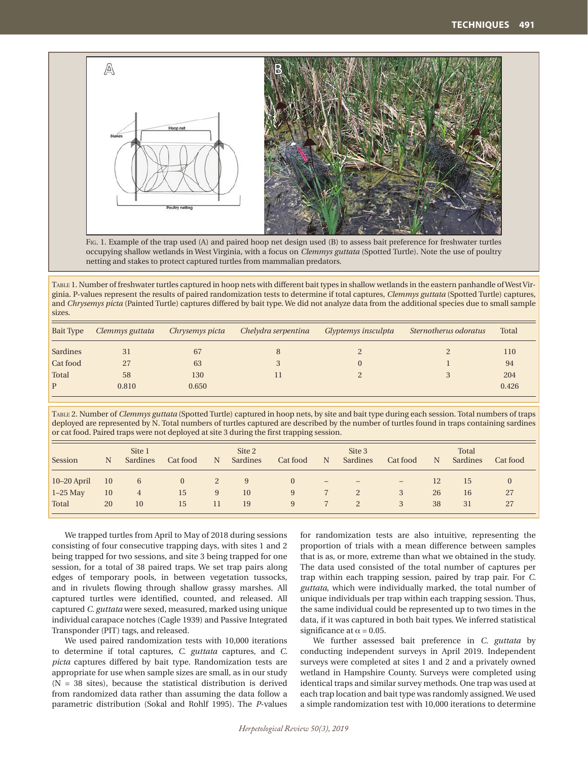Fig. 1. Example of the trap used (A) and paired hoop net design used (B) to assess bait preference for freshwater turtles occupying shallow wetlands in West Virginia, with a focus on *Clemmys guttata* (Spotted Turtle). Note the use of poultry netting and stakes to protect captured turtles from mammalian predators.

Table 1. Number of freshwater turtles captured in hoop nets with different bait types in shallow wetlands in the eastern panhandle of West Virginia. P-values represent the results of paired randomization tests to determine if total captures, *Clemmys guttata* (Spotted Turtle) captures, and *Chrysemys picta* (Painted Turtle) captures differed by bait type. We did not analyze data from the additional species due to small sample sizes.

| Bait Type | *Clemmys guttata* | *Chrysemys picta* | *Chelydra serpentina* | *Glyptemys insculpta* | *Sternotherus odoratus* | Total |
|---|---|---|---|---|---|---|
| Sardines | 31 | 67 | 8 | 2 | 2 | 110 |
| Cat food | 27 | 63 | 3 | 0 | 1 | 94 |
| Total | 58 | 130 | 11 | 2 | 3 | 204 |
| P | 0.810 | 0.650 | | | | 0.426 |

Table 2. Number of *Clemmys guttata* (Spotted Turtle) captured in hoop nets, by site and bait type during each session. Total numbers of traps deployed are represented by N. Total numbers of turtles captured are described by the number of turtles found in traps containing sardines or cat food. Paired traps were not deployed at site 3 during the first trapping session.

| | Site 1 | | | Site 2 | | | Site 3 | | | Total | | |
|---|---|---|---|---|---|---|---|---|---|---|---|---|
| Session | N | Sardines | Cat food | N | Sardines | Cat food | N | Sardines | Cat food | N | Sardines | Cat food |
| 10–20 April | 10 | 6 | 0 | 2 | 9 | 0 | – | – | – | 12 | 15 | 0 |
| 1–25 May | 10 | 4 | 15 | 9 | 10 | 9 | 7 | 2 | 3 | 26 | 16 | 27 |
| Total | 20 | 10 | 15 | 11 | 19 | 9 | 7 | 2 | 3 | 38 | 31 | 27 |

We trapped turtles from April to May of 2018 during sessions consisting of four consecutive trapping days, with sites 1 and 2 being trapped for two sessions, and site 3 being trapped for one session, for a total of 38 paired traps. We set trap pairs along edges of temporary pools, in between vegetation tussocks, and in rivulets flowing through shallow grassy marshes. All captured turtles were identified, counted, and released. All captured *C. guttata* were sexed, measured, marked using unique individual carapace notches (Cagle 1939) and Passive Integrated Transponder (PIT) tags, and released.

We used paired randomization tests with 10,000 iterations to determine if total captures, *C. guttata* captures, and *C. picta* captures differed by bait type. Randomization tests are appropriate for use when sample sizes are small, as in our study (N = 38 sites), because the statistical distribution is derived from randomized data rather than assuming the data follow a parametric distribution (Sokal and Rohlf 1995). The *P*-values for randomization tests are also intuitive, representing the proportion of trials with a mean difference between samples that is as, or more, extreme than what we obtained in the study. The data used consisted of the total number of captures per trap within each trapping session, paired by trap pair. For *C. guttata*, which were individually marked, the total number of unique individuals per trap within each trapping session. Thus, the same individual could be represented up to two times in the data, if it was captured in both bait types. We inferred statistical significance at $\alpha = 0.05$.

We further assessed bait preference in *C. guttata* by conducting independent surveys in April 2019. Independent surveys were completed at sites 1 and 2 and a privately owned wetland in Hampshire County. Surveys were completed using identical traps and similar survey methods. One trap was used at each trap location and bait type was randomly assigned. We used a simple randomization test with 10,000 iterations to determine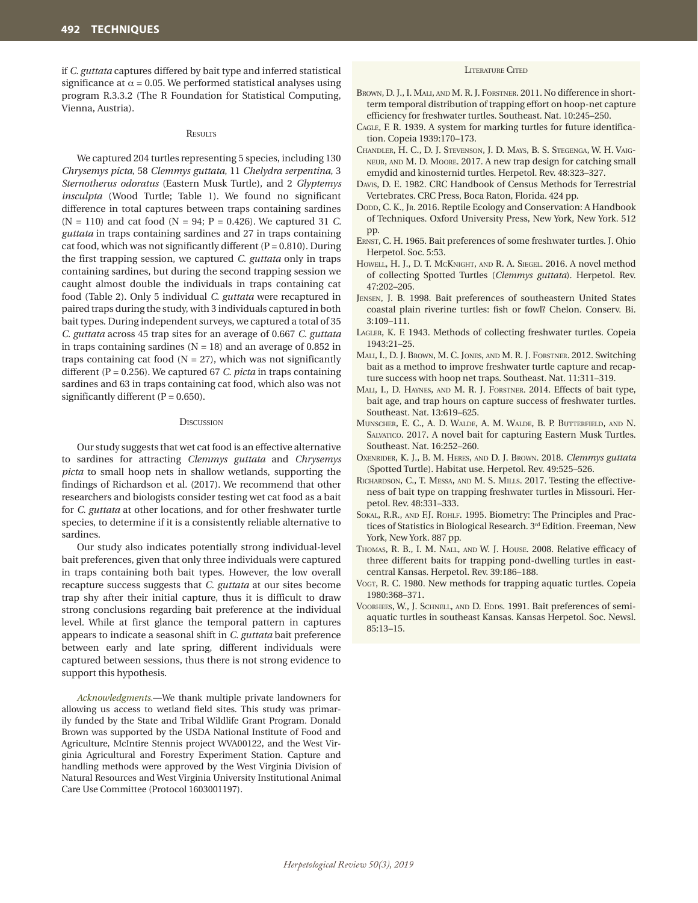if *C. guttata* captures differed by bait type and inferred statistical significance at $\alpha = 0.05$. We performed statistical analyses using program R.3.3.2 (The R Foundation for Statistical Computing, Vienna, Austria).

## Results

We captured 204 turtles representing 5 species, including 130 *Chrysemys picta*, 58 *Clemmys guttata*, 11 *Chelydra serpentina*, 3 *Sternotherus odoratus* (Eastern Musk Turtle), and 2 *Glyptemys insculpta* (Wood Turtle; Table 1). We found no significant difference in total captures between traps containing sardines ($N = 110$) and cat food ($N = 94$; $P = 0.426$). We captured 31 *C. guttata* in traps containing sardines and 27 in traps containing cat food, which was not significantly different ($P = 0.810$). During the first trapping session, we captured *C. guttata* only in traps containing sardines, but during the second trapping session we caught almost double the individuals in traps containing cat food (Table 2). Only 5 individual *C. guttata* were recaptured in paired traps during the study, with 3 individuals captured in both bait types. During independent surveys, we captured a total of 35 *C. guttata* across 45 trap sites for an average of 0.667 *C. guttata* in traps containing sardines ($N = 18$) and an average of 0.852 in traps containing cat food ($N = 27$), which was not significantly different ($P = 0.256$). We captured 67 *C. picta* in traps containing sardines and 63 in traps containing cat food, which also was not significantly different ($P = 0.650$).

## Discussion

Our study suggests that wet cat food is an effective alternative to sardines for attracting *Clemmys guttata* and *Chrysemys picta* to small hoop nets in shallow wetlands, supporting the findings of Richardson et al. (2017). We recommend that other researchers and biologists consider testing wet cat food as a bait for *C. guttata* at other locations, and for other freshwater turtle species, to determine if it is a consistently reliable alternative to sardines.

Our study also indicates potentially strong individual-level bait preferences, given that only three individuals were captured in traps containing both bait types. However, the low overall recapture success suggests that *C. guttata* at our sites become trap shy after their initial capture, thus it is difficult to draw strong conclusions regarding bait preference at the individual level. While at first glance the temporal pattern in captures appears to indicate a seasonal shift in *C. guttata* bait preference between early and late spring, different individuals were captured between sessions, thus there is not strong evidence to support this hypothesis.

*Acknowledgments.*—We thank multiple private landowners for allowing us access to wetland field sites. This study was primarily funded by the State and Tribal Wildlife Grant Program. Donald Brown was supported by the USDA National Institute of Food and Agriculture, McIntire Stennis project WVA00122, and the West Virginia Agricultural and Forestry Experiment Station. Capture and handling methods were approved by the West Virginia Division of Natural Resources and West Virginia University Institutional Animal Care Use Committee (Protocol 1603001197).

## Literature Cited

Brown, D. J., I. Mali, and M. R. J. Forstner. 2011. No difference in short-term temporal distribution of trapping effort on hoop-net capture efficiency for freshwater turtles. Southeast. Nat. 10:245–250.

Cagle, F. R. 1939. A system for marking turtles for future identification. Copeia 1939:170–173.

Chandler, H. C., D. J. Stevenson, J. D. Mays, B. S. Stegenga, W. H. Vaigneur, and M. D. Moore. 2017. A new trap design for catching small emydid and kinosternid turtles. Herpetol. Rev. 48:323–327.

Davis, D. E. 1982. CRC Handbook of Census Methods for Terrestrial Vertebrates. CRC Press, Boca Raton, Florida. 424 pp.

Dodd, C. K., Jr. 2016. Reptile Ecology and Conservation: A Handbook of Techniques. Oxford University Press, New York, New York. 512 pp.

Ernst, C. H. 1965. Bait preferences of some freshwater turtles. J. Ohio Herpetol. Soc. 5:53.

Howell, H. J., D. T. McKnight, and R. A. Siegel. 2016. A novel method of collecting Spotted Turtles (*Clemmys guttata*). Herpetol. Rev. 47:202–205.

Jensen, J. B. 1998. Bait preferences of southeastern United States coastal plain riverine turtles: fish or fowl? Chelon. Conserv. Bi. 3:109–111.

Lagler, K. F. 1943. Methods of collecting freshwater turtles. Copeia 1943:21–25.

Mali, I., D. J. Brown, M. C. Jones, and M. R. J. Forstner. 2012. Switching bait as a method to improve freshwater turtle capture and recapture success with hoop net traps. Southeast. Nat. 11:311–319.

Mali, I., D. Haynes, and M. R. J. Forstner. 2014. Effects of bait type, bait age, and trap hours on capture success of freshwater turtles. Southeast. Nat. 13:619–625.

Munscher, E. C., A. D. Walde, A. M. Walde, B. P. Butterfield, and N. Salvatico. 2017. A novel bait for capturing Eastern Musk Turtles. Southeast. Nat. 16:252–260.

Oxenrider, K. J., B. M. Heres, and D. J. Brown. 2018. *Clemmys guttata* (Spotted Turtle). Habitat use. Herpetol. Rev. 49:525–526.

Richardson, C., T. Messa, and M. S. Mills. 2017. Testing the effectiveness of bait type on trapping freshwater turtles in Missouri. Herpetol. Rev. 48:331–333.

Sokal, R.R., and F.J. Rohlf. 1995. Biometry: The Principles and Practices of Statistics in Biological Research. 3rd Edition. Freeman, New York, New York. 887 pp.

Thomas, R. B., I. M. Nall, and W. J. House. 2008. Relative efficacy of three different baits for trapping pond-dwelling turtles in east-central Kansas. Herpetol. Rev. 39:186–188.

Vogt, R. C. 1980. New methods for trapping aquatic turtles. Copeia 1980:368–371.

Voorhees, W., J. Schnell, and D. Edds. 1991. Bait preferences of semi-aquatic turtles in southeast Kansas. Kansas Herpetol. Soc. Newsl. 85:13–15.